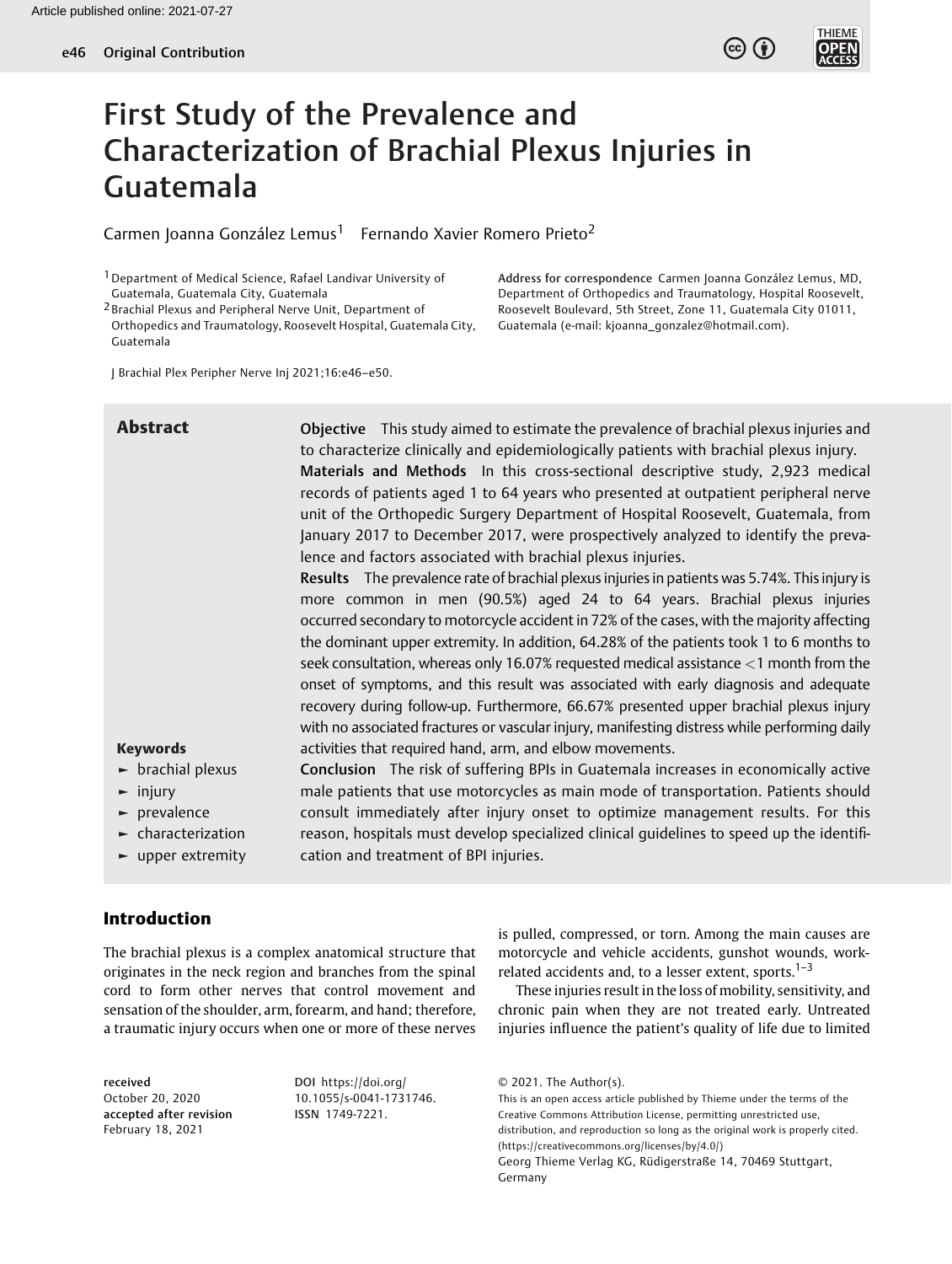Article published online: 2021-07-27

Original Contribution

# First Study of the Prevalence and Characterization of Brachial Plexus Injuries in Guatemala

Carmen Joanna González Lemus[1] Fernando Xavier Romero Prieto[2]

[1] Department of Medical Science, Rafael Landivar University of Guatemala, Guatemala City, Guatemala

[2] Brachial Plexus and Peripheral Nerve Unit, Department of Orthopedics and Traumatology, Roosevelt Hospital, Guatemala City, Guatemala

Address for correspondence Carmen Joanna González Lemus, MD, Department of Orthopedics and Traumatology, Hospital Roosevelt, Roosevelt Boulevard, 5th Street, Zone 11, Guatemala City 01011, Guatemala (e-mail: kjoanna_gonzalez@hotmail.com).

J Brachial Plex Peripher Nerve Inj 2021;16:e46–e50.

## Abstract

**Objective** This study aimed to estimate the prevalence of brachial plexus injuries and to characterize clinically and epidemiologically patients with brachial plexus injury.

**Materials and Methods** In this cross-sectional descriptive study, 2,923 medical records of patients aged 1 to 64 years who presented at outpatient peripheral nerve unit of the Orthopedic Surgery Department of Hospital Roosevelt, Guatemala, from January 2017 to December 2017, were prospectively analyzed to identify the prevalence and factors associated with brachial plexus injuries.

**Results** The prevalence rate of brachial plexus injuries in patients was 5.74%. This injury is more common in men (90.5%) aged 24 to 64 years. Brachial plexus injuries occurred secondary to motorcycle accident in 72% of the cases, with the majority affecting the dominant upper extremity. In addition, 64.28% of the patients took 1 to 6 months to seek consultation, whereas only 16.07% requested medical assistance <1 month from the onset of symptoms, and this result was associated with early diagnosis and adequate recovery during follow-up. Furthermore, 66.67% presented upper brachial plexus injury with no associated fractures or vascular injury, manifesting distress while performing daily activities that required hand, arm, and elbow movements.

**Conclusion** The risk of suffering BPIs in Guatemala increases in economically active male patients that use motorcycles as main mode of transportation. Patients should consult immediately after injury onset to optimize management results. For this reason, hospitals must develop specialized clinical guidelines to speed up the identification and treatment of BPI injuries.

**Keywords**

- brachial plexus
- injury
- prevalence
- characterization
- upper extremity

## Introduction

The brachial plexus is a complex anatomical structure that originates in the neck region and branches from the spinal cord to form other nerves that control movement and sensation of the shoulder, arm, forearm, and hand; therefore, a traumatic injury occurs when one or more of these nerves is pulled, compressed, or torn. Among the main causes are motorcycle and vehicle accidents, gunshot wounds, work-related accidents and, to a lesser extent, sports.[1–3]

These injuries result in the loss of mobility, sensitivity, and chronic pain when they are not treated early. Untreated injuries influence the patient's quality of life due to limited

received October 20, 2020
accepted after revision February 18, 2021

DOI https://doi.org/10.1055/s-0041-1731746.
ISSN 1749-7221.

© 2021. The Author(s).
This is an open access article published by Thieme under the terms of the Creative Commons Attribution License, permitting unrestricted use, distribution, and reproduction so long as the original work is properly cited. (https://creativecommons.org/licenses/by/4.0/)
Georg Thieme Verlag KG, Rüdigerstraße 14, 70469 Stuttgart, Germany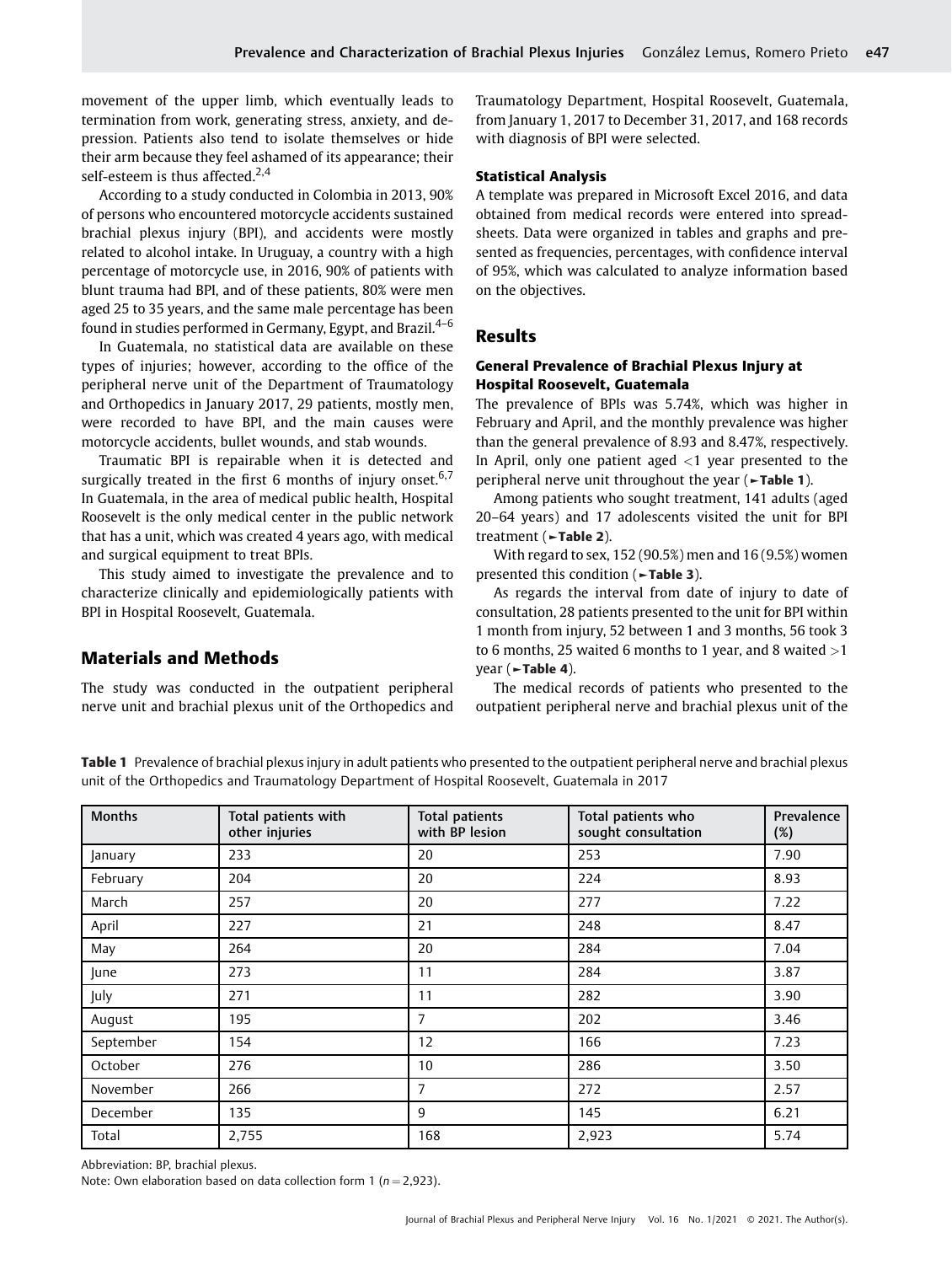movement of the upper limb, which eventually leads to termination from work, generating stress, anxiety, and depression. Patients also tend to isolate themselves or hide their arm because they feel ashamed of its appearance; their self-esteem is thus affected.[2,4]

According to a study conducted in Colombia in 2013, 90% of persons who encountered motorcycle accidents sustained brachial plexus injury (BPI), and accidents were mostly related to alcohol intake. In Uruguay, a country with a high percentage of motorcycle use, in 2016, 90% of patients with blunt trauma had BPI, and of these patients, 80% were men aged 25 to 35 years, and the same male percentage has been found in studies performed in Germany, Egypt, and Brazil.[4–6]

In Guatemala, no statistical data are available on these types of injuries; however, according to the office of the peripheral nerve unit of the Department of Traumatology and Orthopedics in January 2017, 29 patients, mostly men, were recorded to have BPI, and the main causes were motorcycle accidents, bullet wounds, and stab wounds.

Traumatic BPI is repairable when it is detected and surgically treated in the first 6 months of injury onset.[6,7] In Guatemala, in the area of medical public health, Hospital Roosevelt is the only medical center in the public network that has a unit, which was created 4 years ago, with medical and surgical equipment to treat BPIs.

This study aimed to investigate the prevalence and to characterize clinically and epidemiologically patients with BPI in Hospital Roosevelt, Guatemala.

## Materials and Methods

The study was conducted in the outpatient peripheral nerve unit and brachial plexus unit of the Orthopedics and Traumatology Department, Hospital Roosevelt, Guatemala, from January 1, 2017 to December 31, 2017, and 168 records with diagnosis of BPI were selected.

### Statistical Analysis

A template was prepared in Microsoft Excel 2016, and data obtained from medical records were entered into spreadsheets. Data were organized in tables and graphs and presented as frequencies, percentages, with confidence interval of 95%, which was calculated to analyze information based on the objectives.

## Results

### General Prevalence of Brachial Plexus Injury at Hospital Roosevelt, Guatemala

The prevalence of BPIs was 5.74%, which was higher in February and April, and the monthly prevalence was higher than the general prevalence of 8.93 and 8.47%, respectively. In April, only one patient aged <1 year presented to the peripheral nerve unit throughout the year (►**Table 1**).

Among patients who sought treatment, 141 adults (aged 20–64 years) and 17 adolescents visited the unit for BPI treatment (►**Table 2**).

With regard to sex, 152 (90.5%) men and 16 (9.5%) women presented this condition (►**Table 3**).

As regards the interval from date of injury to date of consultation, 28 patients presented to the unit for BPI within 1 month from injury, 52 between 1 and 3 months, 56 took 3 to 6 months, 25 waited 6 months to 1 year, and 8 waited >1 year (►**Table 4**).

The medical records of patients who presented to the outpatient peripheral nerve and brachial plexus unit of the

**Table 1** Prevalence of brachial plexus injury in adult patients who presented to the outpatient peripheral nerve and brachial plexus unit of the Orthopedics and Traumatology Department of Hospital Roosevelt, Guatemala in 2017

| Months | Total patients with other injuries | Total patients with BP lesion | Total patients who sought consultation | Prevalence (%) |
|---|---|---|---|---|
| January | 233 | 20 | 253 | 7.90 |
| February | 204 | 20 | 224 | 8.93 |
| March | 257 | 20 | 277 | 7.22 |
| April | 227 | 21 | 248 | 8.47 |
| May | 264 | 20 | 284 | 7.04 |
| June | 273 | 11 | 284 | 3.87 |
| July | 271 | 11 | 282 | 3.90 |
| August | 195 | 7 | 202 | 3.46 |
| September | 154 | 12 | 166 | 7.23 |
| October | 276 | 10 | 286 | 3.50 |
| November | 266 | 7 | 272 | 2.57 |
| December | 135 | 9 | 145 | 6.21 |
| Total | 2,755 | 168 | 2,923 | 5.74 |

Abbreviation: BP, brachial plexus.

Note: Own elaboration based on data collection form 1 ($n = 2{,}923$).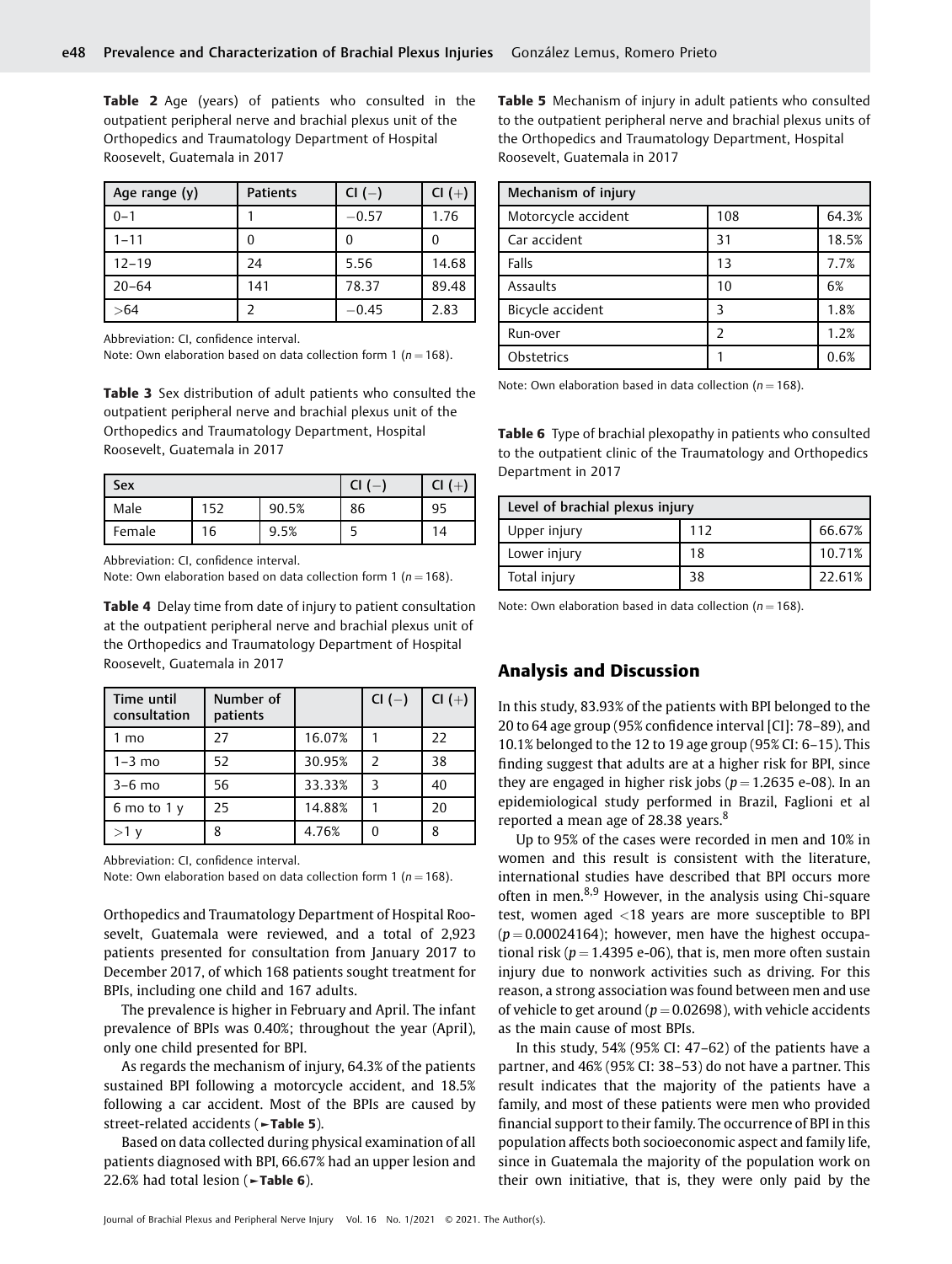**Table 2** Age (years) of patients who consulted in the outpatient peripheral nerve and brachial plexus unit of the Orthopedics and Traumatology Department of Hospital Roosevelt, Guatemala in 2017

| Age range (y) | Patients | CI (−) | CI (+) |
|---|---|---|---|
| 0–1 | 1 | −0.57 | 1.76 |
| 1–11 | 0 | 0 | 0 |
| 12–19 | 24 | 5.56 | 14.68 |
| 20–64 | 141 | 78.37 | 89.48 |
| >64 | 2 | −0.45 | 2.83 |

Abbreviation: CI, confidence interval.
Note: Own elaboration based on data collection form 1 ($n = 168$).

**Table 3** Sex distribution of adult patients who consulted the outpatient peripheral nerve and brachial plexus unit of the Orthopedics and Traumatology Department, Hospital Roosevelt, Guatemala in 2017

| Sex | | | CI (−) | CI (+) |
|---|---|---|---|---|
| Male | 152 | 90.5% | 86 | 95 |
| Female | 16 | 9.5% | 5 | 14 |

Abbreviation: CI, confidence interval.
Note: Own elaboration based on data collection form 1 ($n = 168$).

**Table 4** Delay time from date of injury to patient consultation at the outpatient peripheral nerve and brachial plexus unit of the Orthopedics and Traumatology Department of Hospital Roosevelt, Guatemala in 2017

| Time until consultation | Number of patients | | CI (−) | CI (+) |
|---|---|---|---|---|
| 1 mo | 27 | 16.07% | 1 | 22 |
| 1–3 mo | 52 | 30.95% | 2 | 38 |
| 3–6 mo | 56 | 33.33% | 3 | 40 |
| 6 mo to 1 y | 25 | 14.88% | 1 | 20 |
| >1 y | 8 | 4.76% | 0 | 8 |

Abbreviation: CI, confidence interval.
Note: Own elaboration based on data collection form 1 ($n = 168$).

Orthopedics and Traumatology Department of Hospital Roosevelt, Guatemala were reviewed, and a total of 2,923 patients presented for consultation from January 2017 to December 2017, of which 168 patients sought treatment for BPIs, including one child and 167 adults.

The prevalence is higher in February and April. The infant prevalence of BPIs was 0.40%; throughout the year (April), only one child presented for BPI.

As regards the mechanism of injury, 64.3% of the patients sustained BPI following a motorcycle accident, and 18.5% following a car accident. Most of the BPIs are caused by street-related accidents (►**Table 5**).

Based on data collected during physical examination of all patients diagnosed with BPI, 66.67% had an upper lesion and 22.6% had total lesion (►**Table 6**).

**Table 5** Mechanism of injury in adult patients who consulted to the outpatient peripheral nerve and brachial plexus units of the Orthopedics and Traumatology Department, Hospital Roosevelt, Guatemala in 2017

| Mechanism of injury | | |
|---|---|---|
| Motorcycle accident | 108 | 64.3% |
| Car accident | 31 | 18.5% |
| Falls | 13 | 7.7% |
| Assaults | 10 | 6% |
| Bicycle accident | 3 | 1.8% |
| Run-over | 2 | 1.2% |
| Obstetrics | 1 | 0.6% |

Note: Own elaboration based in data collection ($n = 168$).

**Table 6** Type of brachial plexopathy in patients who consulted to the outpatient clinic of the Traumatology and Orthopedics Department in 2017

| Level of brachial plexus injury | | |
|---|---|---|
| Upper injury | 112 | 66.67% |
| Lower injury | 18 | 10.71% |
| Total injury | 38 | 22.61% |

Note: Own elaboration based in data collection ($n = 168$).

## Analysis and Discussion

In this study, 83.93% of the patients with BPI belonged to the 20 to 64 age group (95% confidence interval [CI]: 78–89), and 10.1% belonged to the 12 to 19 age group (95% CI: 6–15). This finding suggest that adults are at a higher risk for BPI, since they are engaged in higher risk jobs ($p = 1.2635$ e-08). In an epidemiological study performed in Brazil, Faglioni et al reported a mean age of 28.38 years.[8]

Up to 95% of the cases were recorded in men and 10% in women and this result is consistent with the literature, international studies have described that BPI occurs more often in men.[8,9] However, in the analysis using Chi-square test, women aged <18 years are more susceptible to BPI ($p = 0.00024164$); however, men have the highest occupational risk ($p = 1.4395$ e-06), that is, men more often sustain injury due to nonwork activities such as driving. For this reason, a strong association was found between men and use of vehicle to get around ($p = 0.02698$), with vehicle accidents as the main cause of most BPIs.

In this study, 54% (95% CI: 47–62) of the patients have a partner, and 46% (95% CI: 38–53) do not have a partner. This result indicates that the majority of the patients have a family, and most of these patients were men who provided financial support to their family. The occurrence of BPI in this population affects both socioeconomic aspect and family life, since in Guatemala the majority of the population work on their own initiative, that is, they were only paid by the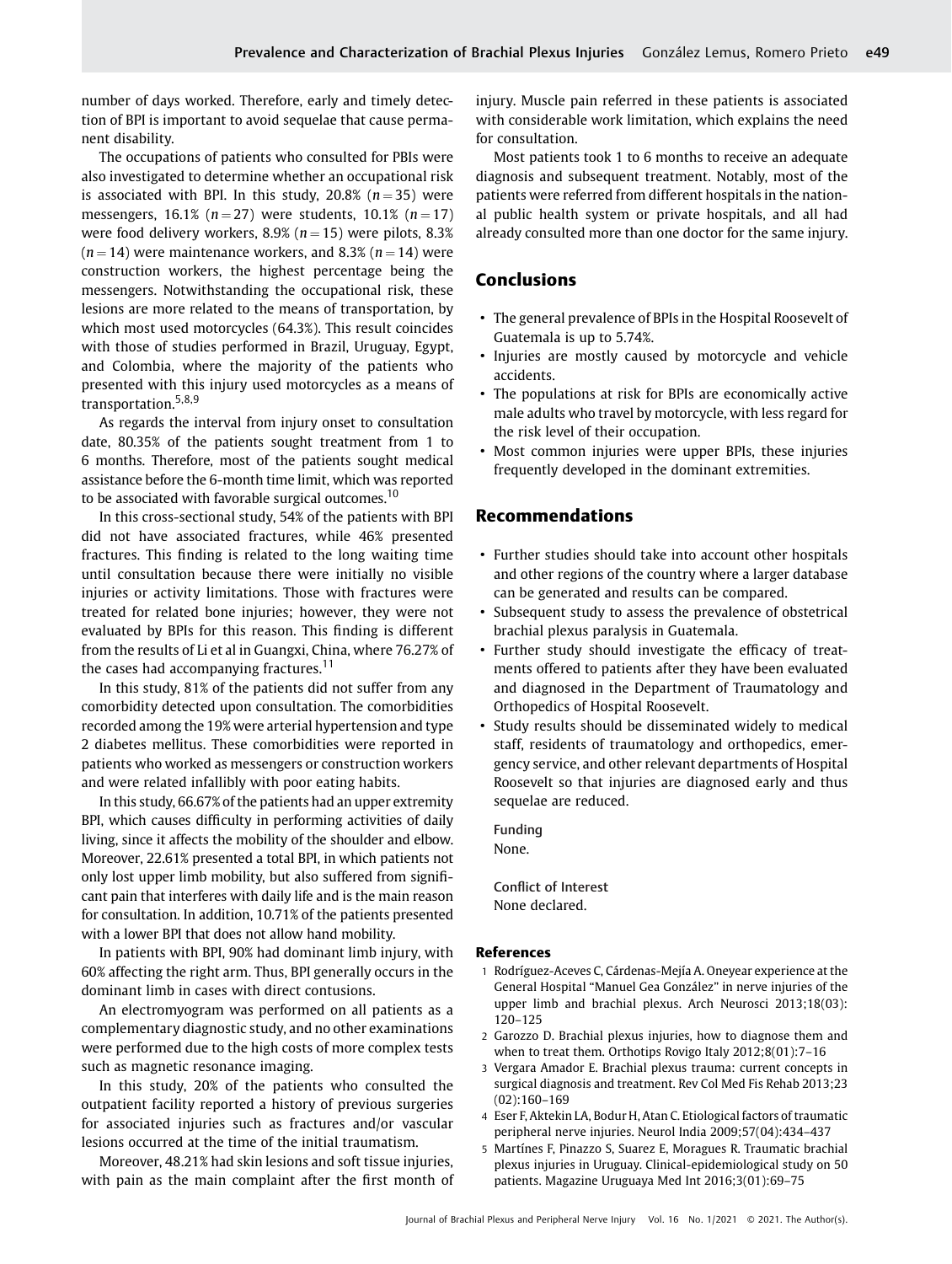number of days worked. Therefore, early and timely detection of BPI is important to avoid sequelae that cause permanent disability.

The occupations of patients who consulted for PBIs were also investigated to determine whether an occupational risk is associated with BPI. In this study, 20.8% ($n = 35$) were messengers, 16.1% ($n = 27$) were students, 10.1% ($n = 17$) were food delivery workers, 8.9% ($n = 15$) were pilots, 8.3% ($n = 14$) were maintenance workers, and 8.3% ($n = 14$) were construction workers, the highest percentage being the messengers. Notwithstanding the occupational risk, these lesions are more related to the means of transportation, by which most used motorcycles (64.3%). This result coincides with those of studies performed in Brazil, Uruguay, Egypt, and Colombia, where the majority of the patients who presented with this injury used motorcycles as a means of transportation.[5,8,9]

As regards the interval from injury onset to consultation date, 80.35% of the patients sought treatment from 1 to 6 months. Therefore, most of the patients sought medical assistance before the 6-month time limit, which was reported to be associated with favorable surgical outcomes.[10]

In this cross-sectional study, 54% of the patients with BPI did not have associated fractures, while 46% presented fractures. This finding is related to the long waiting time until consultation because there were initially no visible injuries or activity limitations. Those with fractures were treated for related bone injuries; however, they were not evaluated by BPIs for this reason. This finding is different from the results of Li et al in Guangxi, China, where 76.27% of the cases had accompanying fractures.[11]

In this study, 81% of the patients did not suffer from any comorbidity detected upon consultation. The comorbidities recorded among the 19% were arterial hypertension and type 2 diabetes mellitus. These comorbidities were reported in patients who worked as messengers or construction workers and were related infallibly with poor eating habits.

In this study, 66.67% of the patients had an upper extremity BPI, which causes difficulty in performing activities of daily living, since it affects the mobility of the shoulder and elbow. Moreover, 22.61% presented a total BPI, in which patients not only lost upper limb mobility, but also suffered from significant pain that interferes with daily life and is the main reason for consultation. In addition, 10.71% of the patients presented with a lower BPI that does not allow hand mobility.

In patients with BPI, 90% had dominant limb injury, with 60% affecting the right arm. Thus, BPI generally occurs in the dominant limb in cases with direct contusions.

An electromyogram was performed on all patients as a complementary diagnostic study, and no other examinations were performed due to the high costs of more complex tests such as magnetic resonance imaging.

In this study, 20% of the patients who consulted the outpatient facility reported a history of previous surgeries for associated injuries such as fractures and/or vascular lesions occurred at the time of the initial traumatism.

Moreover, 48.21% had skin lesions and soft tissue injuries, with pain as the main complaint after the first month of injury. Muscle pain referred in these patients is associated with considerable work limitation, which explains the need for consultation.

Most patients took 1 to 6 months to receive an adequate diagnosis and subsequent treatment. Notably, most of the patients were referred from different hospitals in the national public health system or private hospitals, and all had already consulted more than one doctor for the same injury.

## Conclusions

- The general prevalence of BPIs in the Hospital Roosevelt of Guatemala is up to 5.74%.
- Injuries are mostly caused by motorcycle and vehicle accidents.
- The populations at risk for BPIs are economically active male adults who travel by motorcycle, with less regard for the risk level of their occupation.
- Most common injuries were upper BPIs, these injuries frequently developed in the dominant extremities.

## Recommendations

- Further studies should take into account other hospitals and other regions of the country where a larger database can be generated and results can be compared.
- Subsequent study to assess the prevalence of obstetrical brachial plexus paralysis in Guatemala.
- Further study should investigate the efficacy of treatments offered to patients after they have been evaluated and diagnosed in the Department of Traumatology and Orthopedics of Hospital Roosevelt.
- Study results should be disseminated widely to medical staff, residents of traumatology and orthopedics, emergency service, and other relevant departments of Hospital Roosevelt so that injuries are diagnosed early and thus sequelae are reduced.

Funding
None.

Conflict of Interest
None declared.

### References

1. Rodríguez-Aceves C, Cárdenas-Mejía A. Oneyear experience at the General Hospital "Manuel Gea González" in nerve injuries of the upper limb and brachial plexus. Arch Neurosci 2013;18(03):120–125
2. Garozzo D. Brachial plexus injuries, how to diagnose them and when to treat them. Orthotips Rovigo Italy 2012;8(01):7–16
3. Vergara Amador E. Brachial plexus trauma: current concepts in surgical diagnosis and treatment. Rev Col Med Fis Rehab 2013;23(02):160–169
4. Eser F, Aktekin LA, Bodur H, Atan C. Etiological factors of traumatic peripheral nerve injuries. Neurol India 2009;57(04):434–437
5. Martínes F, Pinazzo S, Suarez E, Moragues R. Traumatic brachial plexus injuries in Uruguay. Clinical-epidemiological study on 50 patients. Magazine Uruguaya Med Int 2016;3(01):69–75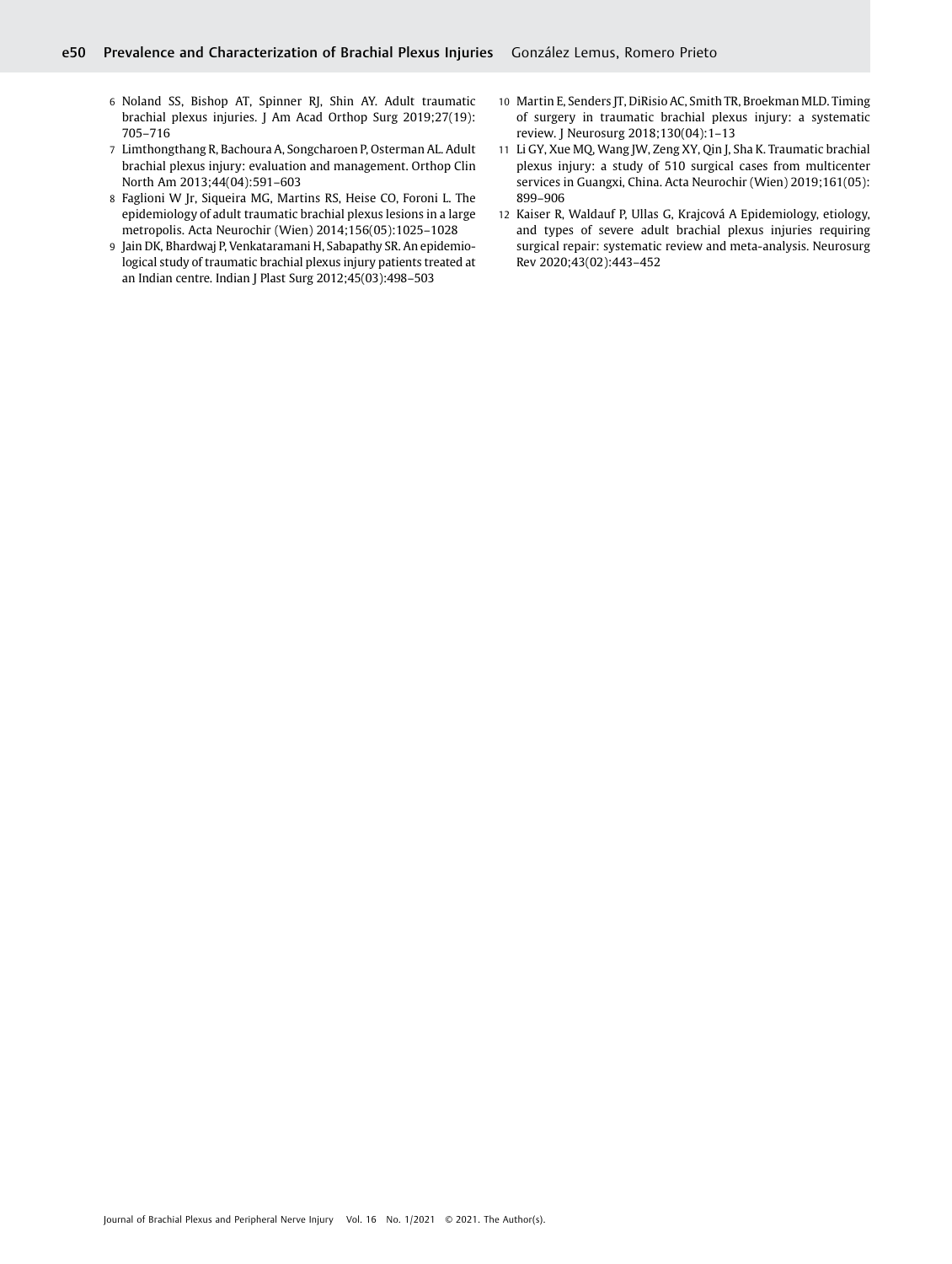6 Noland SS, Bishop AT, Spinner RJ, Shin AY. Adult traumatic brachial plexus injuries. J Am Acad Orthop Surg 2019;27(19): 705–716

7 Limthongthang R, Bachoura A, Songcharoen P, Osterman AL. Adult brachial plexus injury: evaluation and management. Orthop Clin North Am 2013;44(04):591–603

8 Faglioni W Jr, Siqueira MG, Martins RS, Heise CO, Foroni L. The epidemiology of adult traumatic brachial plexus lesions in a large metropolis. Acta Neurochir (Wien) 2014;156(05):1025–1028

9 Jain DK, Bhardwaj P, Venkataramani H, Sabapathy SR. An epidemiological study of traumatic brachial plexus injury patients treated at an Indian centre. Indian J Plast Surg 2012;45(03):498–503

10 Martin E, Senders JT, DiRisio AC, Smith TR, Broekman MLD. Timing of surgery in traumatic brachial plexus injury: a systematic review. J Neurosurg 2018;130(04):1–13

11 Li GY, Xue MQ, Wang JW, Zeng XY, Qin J, Sha K. Traumatic brachial plexus injury: a study of 510 surgical cases from multicenter services in Guangxi, China. Acta Neurochir (Wien) 2019;161(05): 899–906

12 Kaiser R, Waldauf P, Ullas G, Krajcová A Epidemiology, etiology, and types of severe adult brachial plexus injuries requiring surgical repair: systematic review and meta-analysis. Neurosurg Rev 2020;43(02):443–452